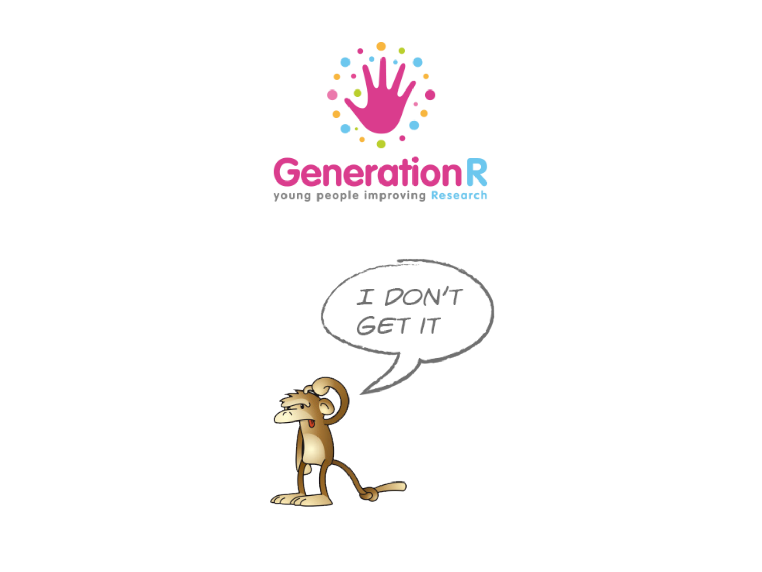Generation R

young people improving Research

I DON'T GET IT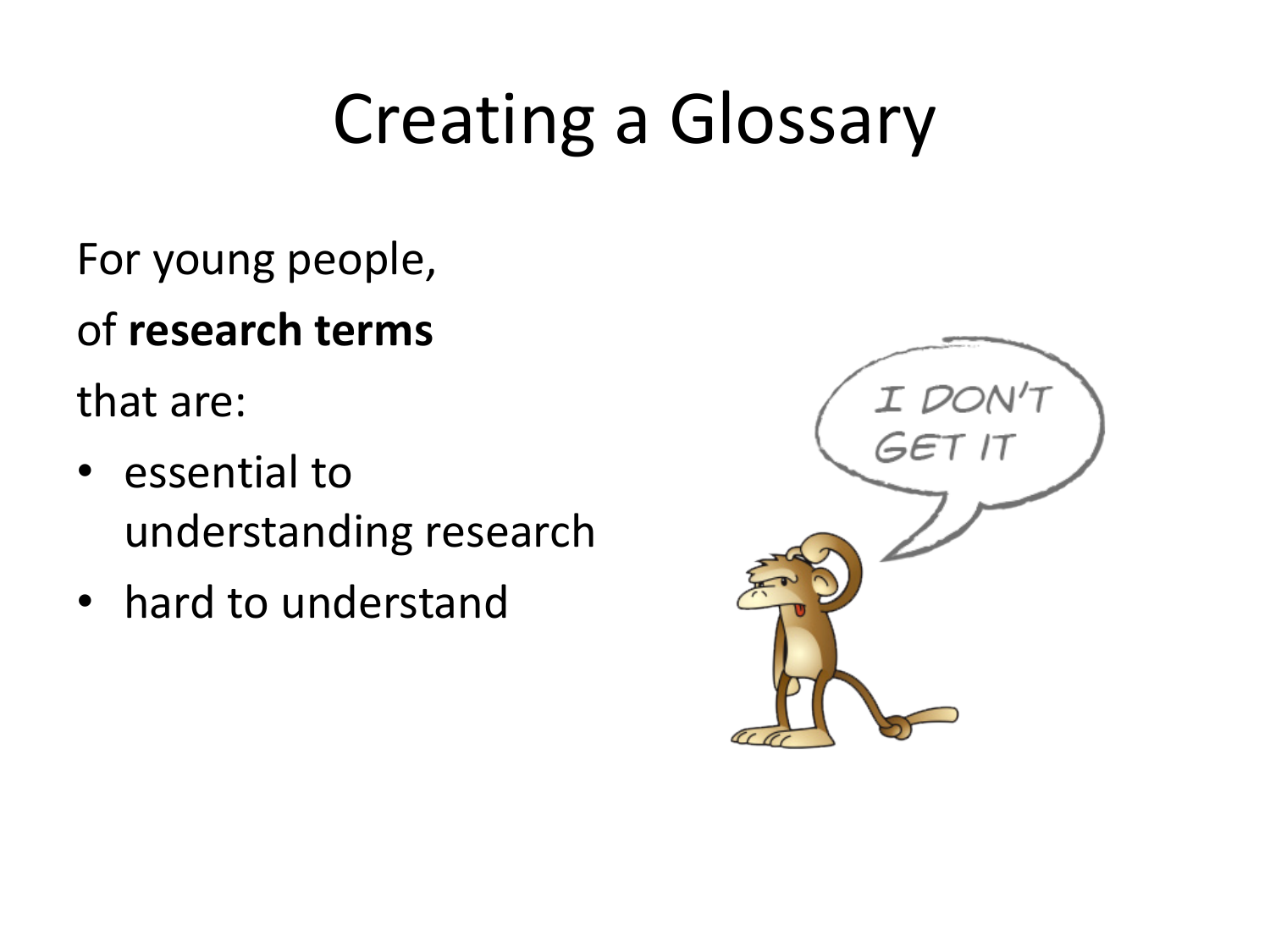# Creating a Glossary

For young people,

of **research terms**

that are:

- essential to understanding research
- hard to understand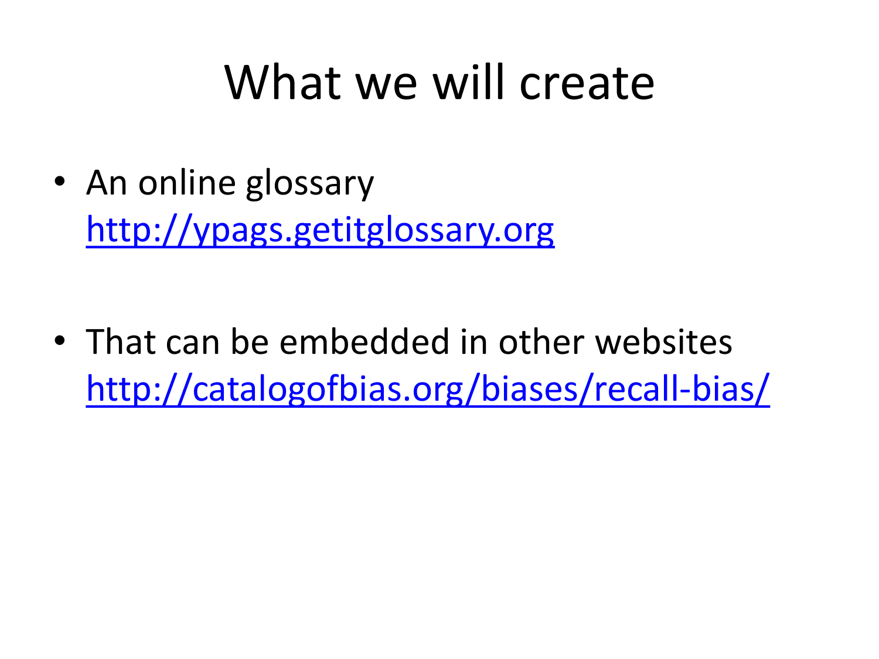# What we will create

- An online glossary
  http://ypags.getitglossary.org

- That can be embedded in other websites
  http://catalogofbias.org/biases/recall-bias/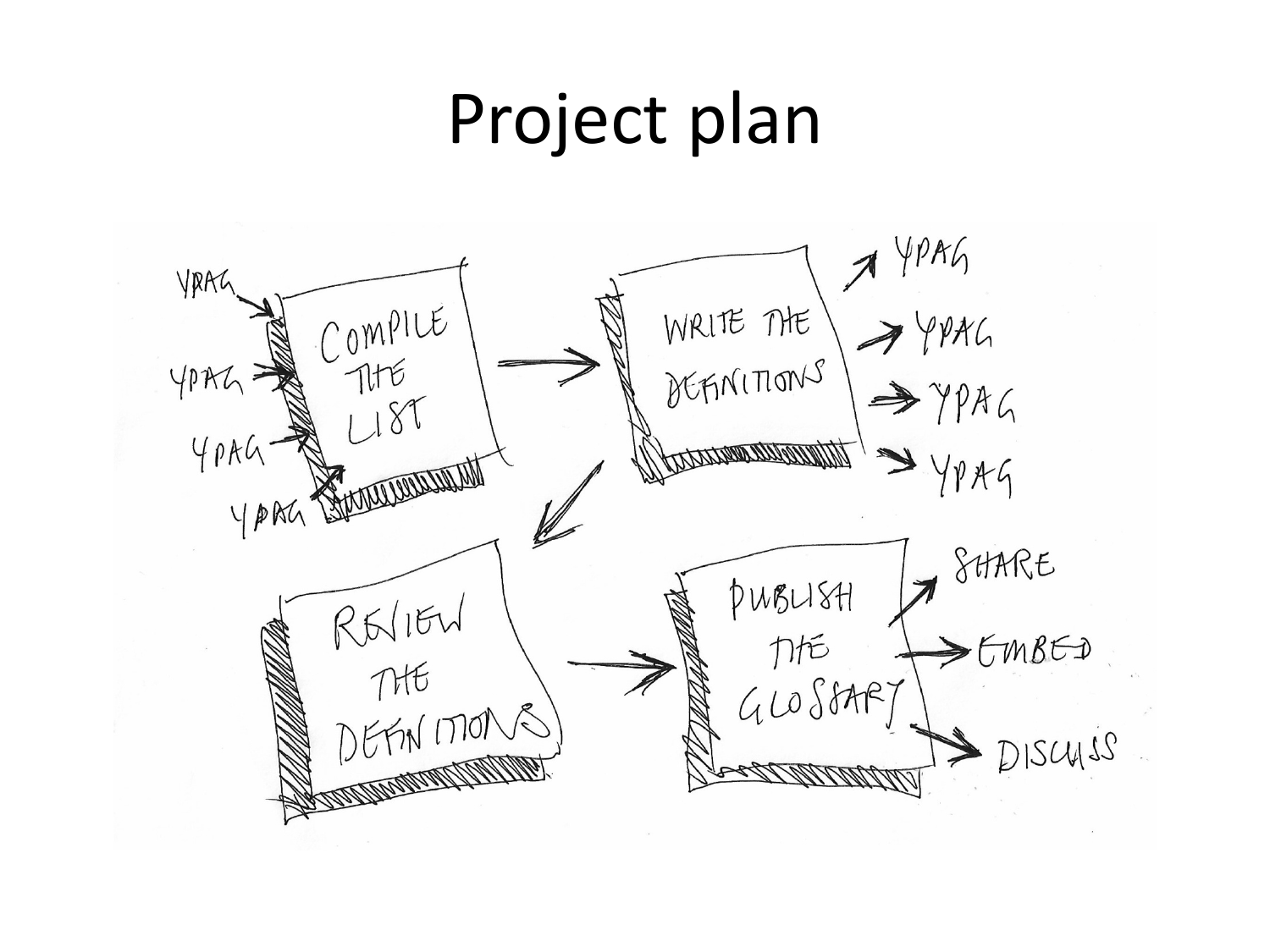# Project plan

YPAG → YPAG → YPAG → YPAG →

COMPILE THE LIST → WRITE THE DEFINITIONS → YPAG, YPAG, YPAG, YPAG

↓

REVIEW THE DEFINITIONS → PUBLISH THE GLOSSARY → SHARE, EMBED, DISCUSS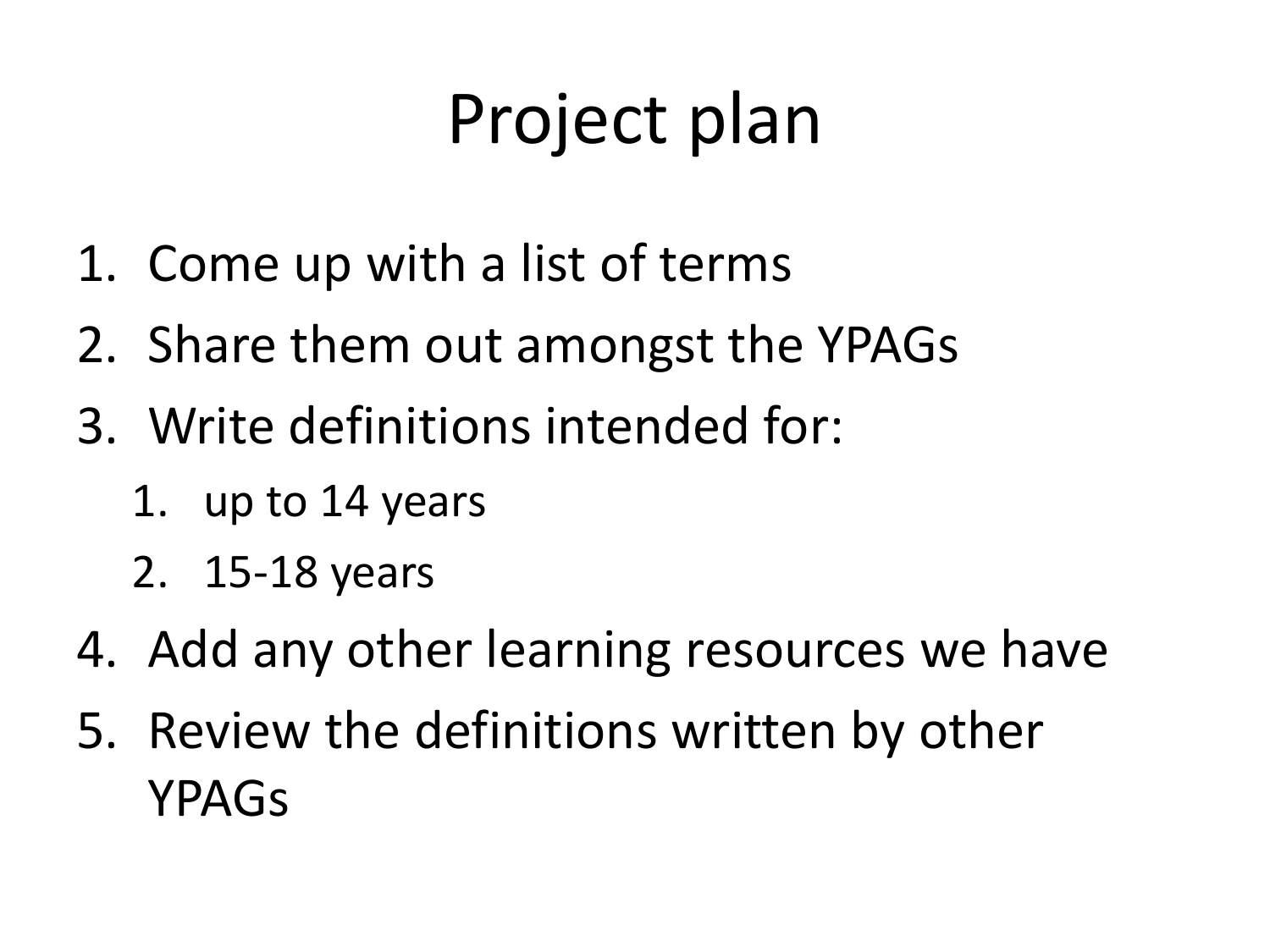# Project plan

1. Come up with a list of terms
2. Share them out amongst the YPAGs
3. Write definitions intended for:
   1. up to 14 years
   2. 15-18 years
4. Add any other learning resources we have
5. Review the definitions written by other YPAGs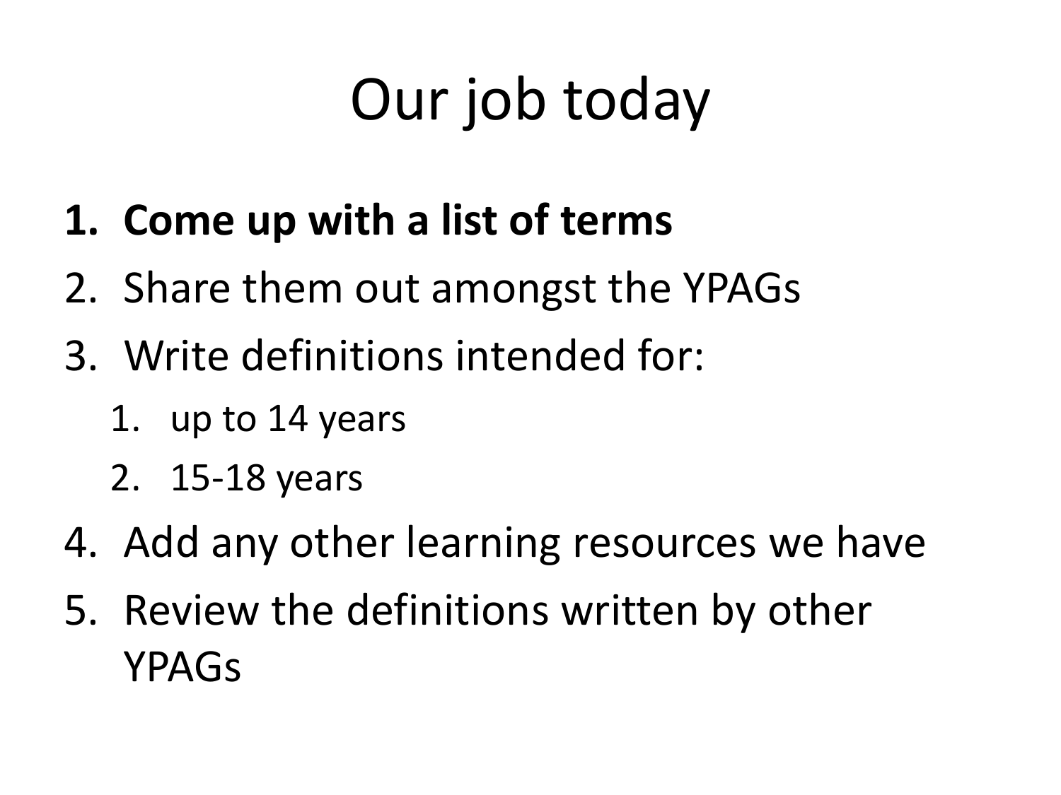# Our job today

1. **Come up with a list of terms**
2. Share them out amongst the YPAGs
3. Write definitions intended for:
    1. up to 14 years
    2. 15-18 years
4. Add any other learning resources we have
5. Review the definitions written by other YPAGs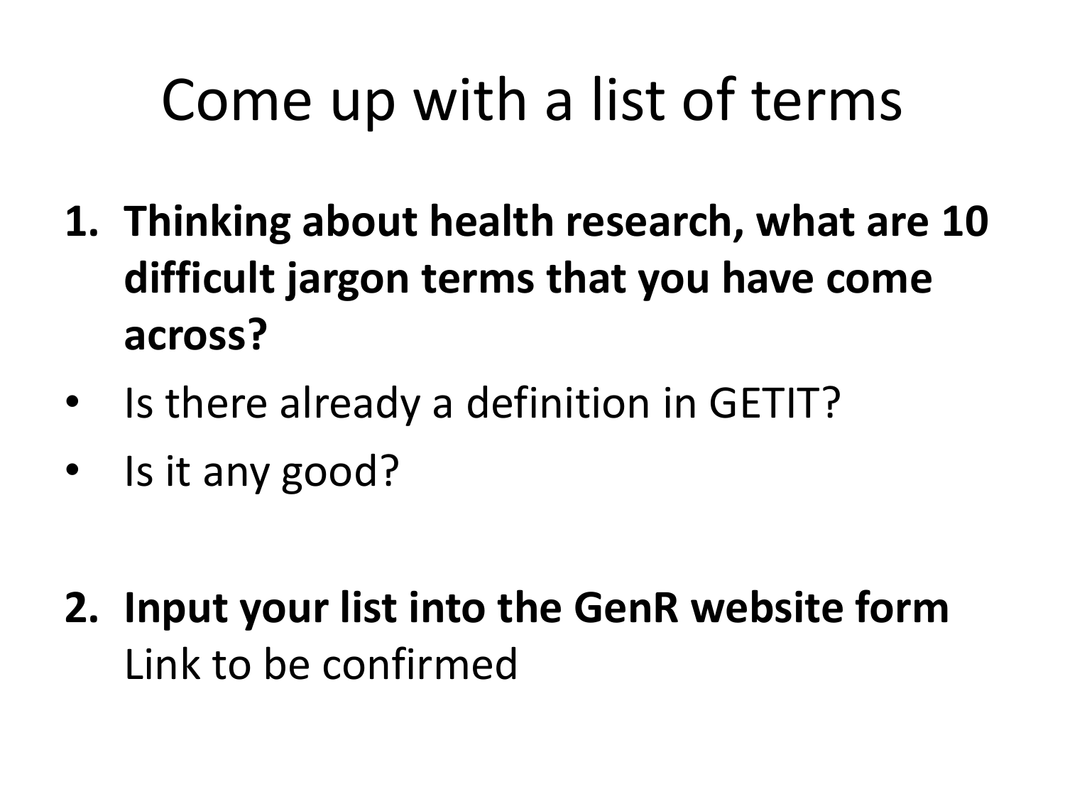# Come up with a list of terms

1. **Thinking about health research, what are 10 difficult jargon terms that you have come across?**
   - Is there already a definition in GETIT?
   - Is it any good?

2. **Input your list into the GenR website form**
   Link to be confirmed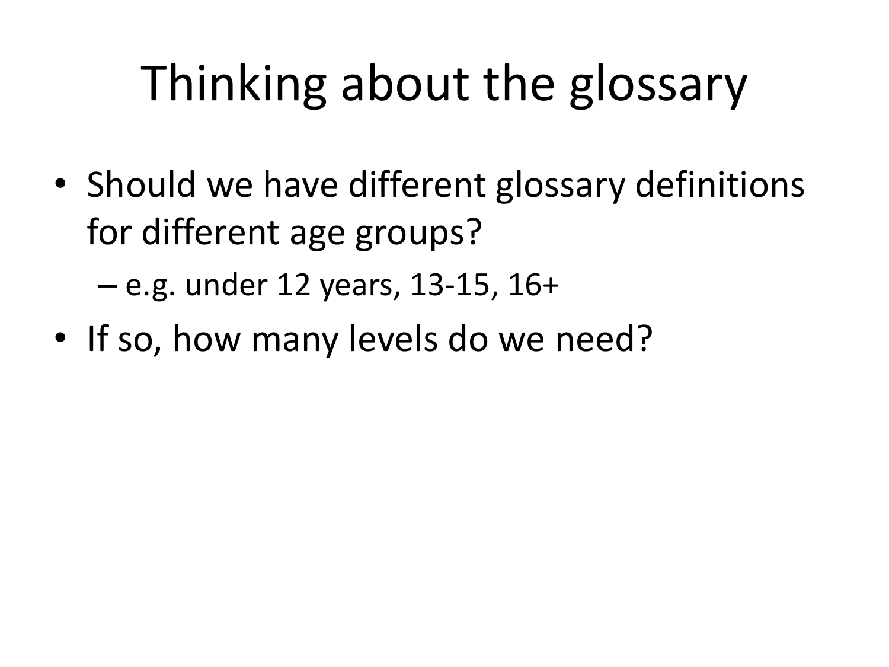# Thinking about the glossary

- Should we have different glossary definitions for different age groups?
  - e.g. under 12 years, 13-15, 16+
- If so, how many levels do we need?